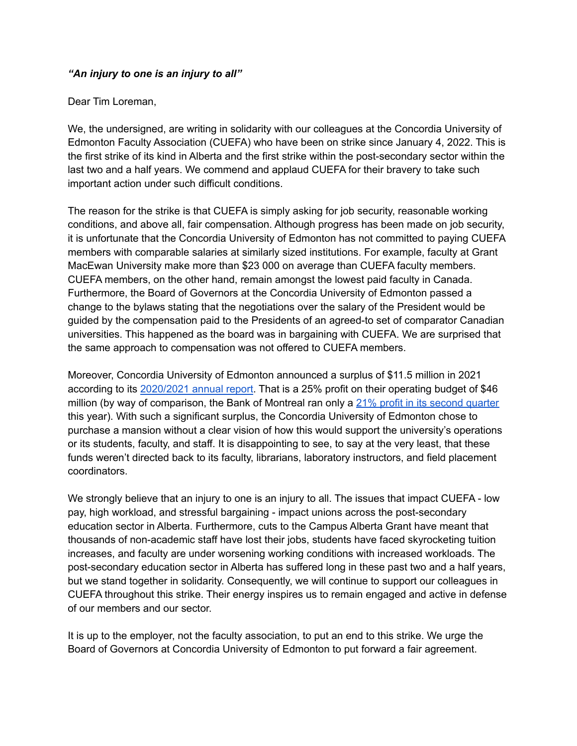***"An injury to one is an injury to all"***

Dear Tim Loreman,

We, the undersigned, are writing in solidarity with our colleagues at the Concordia University of Edmonton Faculty Association (CUEFA) who have been on strike since January 4, 2022. This is the first strike of its kind in Alberta and the first strike within the post-secondary sector within the last two and a half years. We commend and applaud CUEFA for their bravery to take such important action under such difficult conditions.

The reason for the strike is that CUEFA is simply asking for job security, reasonable working conditions, and above all, fair compensation. Although progress has been made on job security, it is unfortunate that the Concordia University of Edmonton has not committed to paying CUEFA members with comparable salaries at similarly sized institutions. For example, faculty at Grant MacEwan University make more than $23 000 on average than CUEFA faculty members. CUEFA members, on the other hand, remain amongst the lowest paid faculty in Canada. Furthermore, the Board of Governors at the Concordia University of Edmonton passed a change to the bylaws stating that the negotiations over the salary of the President would be guided by the compensation paid to the Presidents of an agreed-to set of comparator Canadian universities. This happened as the board was in bargaining with CUEFA. We are surprised that the same approach to compensation was not offered to CUEFA members.

Moreover, Concordia University of Edmonton announced a surplus of $11.5 million in 2021 according to its 2020/2021 annual report. That is a 25% profit on their operating budget of $46 million (by way of comparison, the Bank of Montreal ran only a 21% profit in its second quarter this year). With such a significant surplus, the Concordia University of Edmonton chose to purchase a mansion without a clear vision of how this would support the university's operations or its students, faculty, and staff. It is disappointing to see, to say at the very least, that these funds weren't directed back to its faculty, librarians, laboratory instructors, and field placement coordinators.

We strongly believe that an injury to one is an injury to all. The issues that impact CUEFA - low pay, high workload, and stressful bargaining - impact unions across the post-secondary education sector in Alberta. Furthermore, cuts to the Campus Alberta Grant have meant that thousands of non-academic staff have lost their jobs, students have faced skyrocketing tuition increases, and faculty are under worsening working conditions with increased workloads. The post-secondary education sector in Alberta has suffered long in these past two and a half years, but we stand together in solidarity. Consequently, we will continue to support our colleagues in CUEFA throughout this strike. Their energy inspires us to remain engaged and active in defense of our members and our sector.

It is up to the employer, not the faculty association, to put an end to this strike. We urge the Board of Governors at Concordia University of Edmonton to put forward a fair agreement.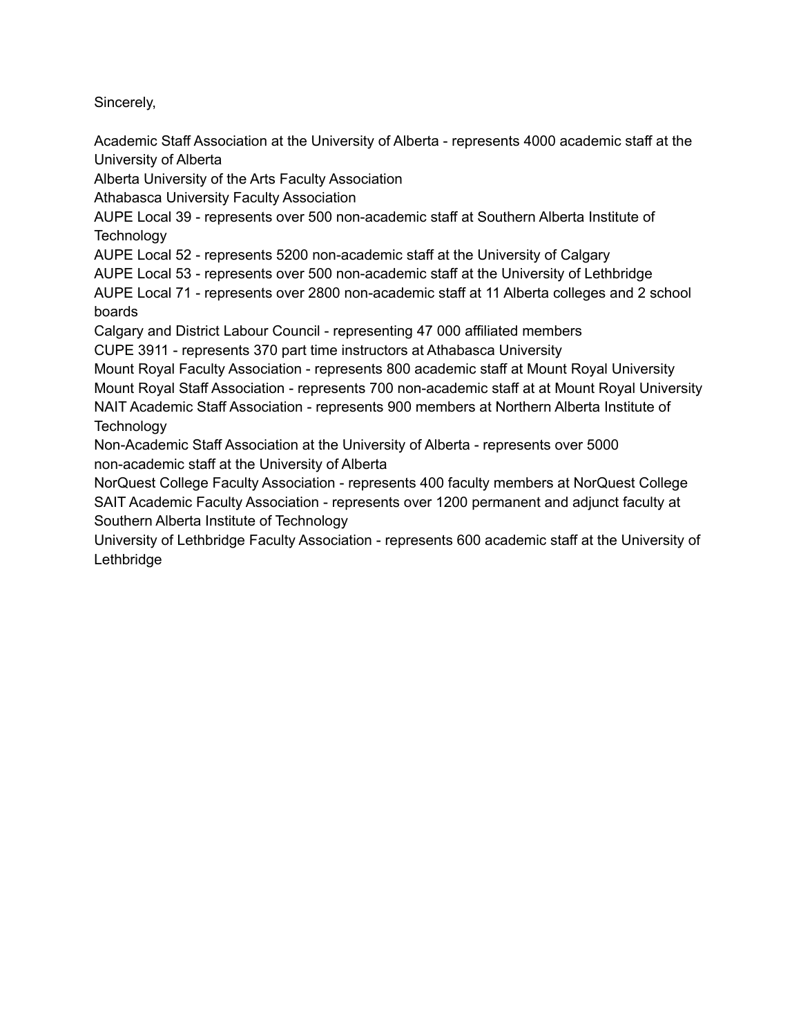Sincerely,

Academic Staff Association at the University of Alberta - represents 4000 academic staff at the University of Alberta
Alberta University of the Arts Faculty Association
Athabasca University Faculty Association
AUPE Local 39 - represents over 500 non-academic staff at Southern Alberta Institute of Technology
AUPE Local 52 - represents 5200 non-academic staff at the University of Calgary
AUPE Local 53 - represents over 500 non-academic staff at the University of Lethbridge
AUPE Local 71 - represents over 2800 non-academic staff at 11 Alberta colleges and 2 school boards
Calgary and District Labour Council - representing 47 000 affiliated members
CUPE 3911 - represents 370 part time instructors at Athabasca University
Mount Royal Faculty Association - represents 800 academic staff at Mount Royal University
Mount Royal Staff Association - represents 700 non-academic staff at at Mount Royal University
NAIT Academic Staff Association - represents 900 members at Northern Alberta Institute of Technology
Non-Academic Staff Association at the University of Alberta - represents over 5000 non-academic staff at the University of Alberta
NorQuest College Faculty Association - represents 400 faculty members at NorQuest College
SAIT Academic Faculty Association - represents over 1200 permanent and adjunct faculty at Southern Alberta Institute of Technology
University of Lethbridge Faculty Association - represents 600 academic staff at the University of Lethbridge